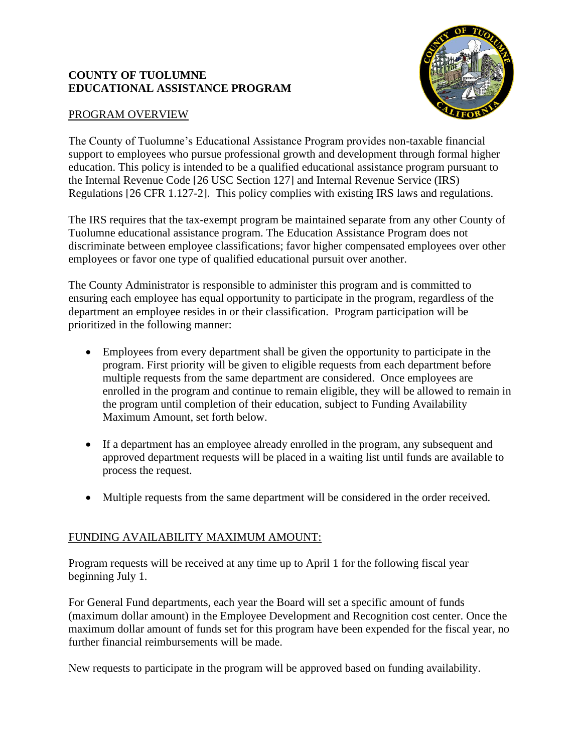**COUNTY OF TUOLUMNE**
**EDUCATIONAL ASSISTANCE PROGRAM**

PROGRAM OVERVIEW

The County of Tuolumne's Educational Assistance Program provides non-taxable financial support to employees who pursue professional growth and development through formal higher education. This policy is intended to be a qualified educational assistance program pursuant to the Internal Revenue Code [26 USC Section 127] and Internal Revenue Service (IRS) Regulations [26 CFR 1.127-2]. This policy complies with existing IRS laws and regulations.

The IRS requires that the tax-exempt program be maintained separate from any other County of Tuolumne educational assistance program. The Education Assistance Program does not discriminate between employee classifications; favor higher compensated employees over other employees or favor one type of qualified educational pursuit over another.

The County Administrator is responsible to administer this program and is committed to ensuring each employee has equal opportunity to participate in the program, regardless of the department an employee resides in or their classification. Program participation will be prioritized in the following manner:

- Employees from every department shall be given the opportunity to participate in the program. First priority will be given to eligible requests from each department before multiple requests from the same department are considered. Once employees are enrolled in the program and continue to remain eligible, they will be allowed to remain in the program until completion of their education, subject to Funding Availability Maximum Amount, set forth below.

- If a department has an employee already enrolled in the program, any subsequent and approved department requests will be placed in a waiting list until funds are available to process the request.

- Multiple requests from the same department will be considered in the order received.

FUNDING AVAILABILITY MAXIMUM AMOUNT:

Program requests will be received at any time up to April 1 for the following fiscal year beginning July 1.

For General Fund departments, each year the Board will set a specific amount of funds (maximum dollar amount) in the Employee Development and Recognition cost center. Once the maximum dollar amount of funds set for this program have been expended for the fiscal year, no further financial reimbursements will be made.

New requests to participate in the program will be approved based on funding availability.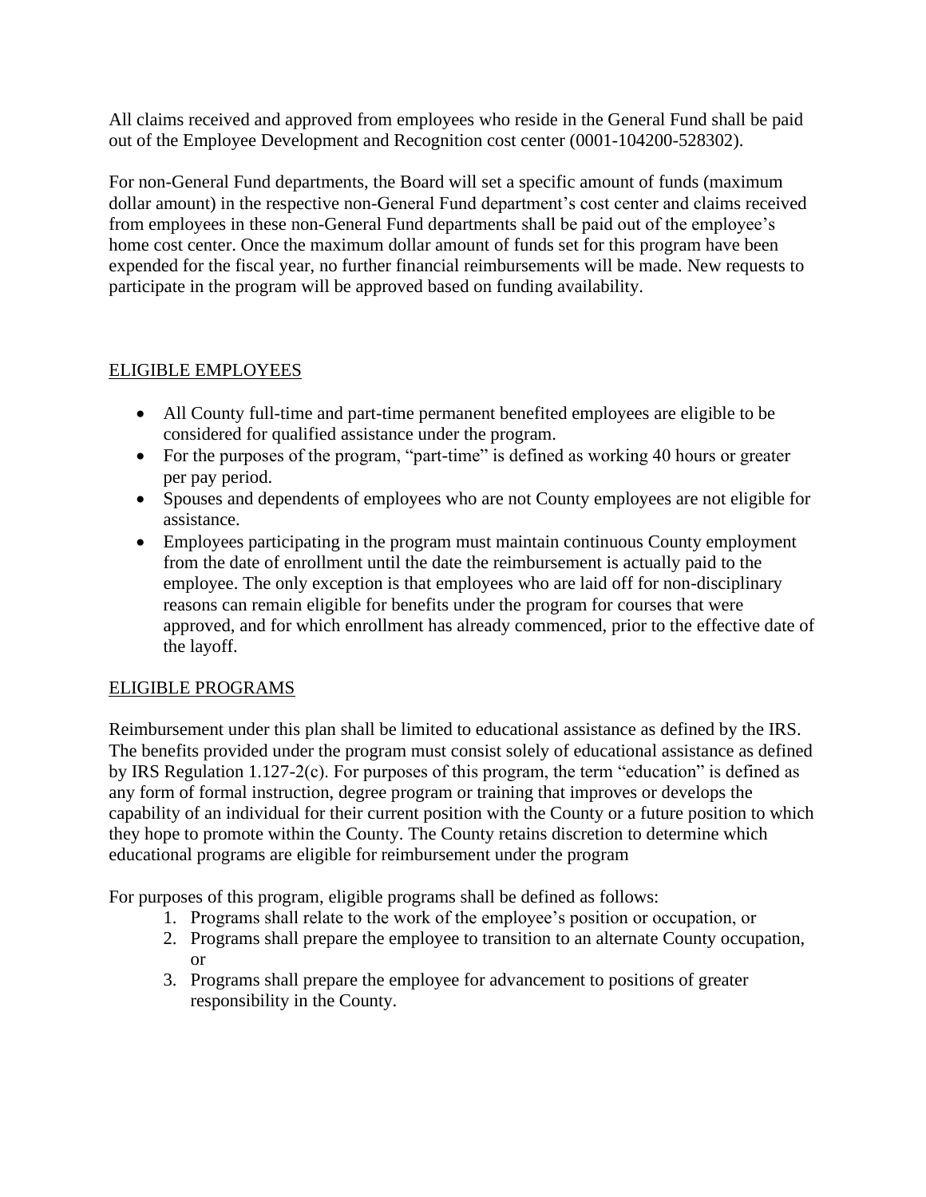All claims received and approved from employees who reside in the General Fund shall be paid out of the Employee Development and Recognition cost center (0001-104200-528302).

For non-General Fund departments, the Board will set a specific amount of funds (maximum dollar amount) in the respective non-General Fund department's cost center and claims received from employees in these non-General Fund departments shall be paid out of the employee's home cost center. Once the maximum dollar amount of funds set for this program have been expended for the fiscal year, no further financial reimbursements will be made. New requests to participate in the program will be approved based on funding availability.

## ELIGIBLE EMPLOYEES

- All County full-time and part-time permanent benefited employees are eligible to be considered for qualified assistance under the program.
- For the purposes of the program, "part-time" is defined as working 40 hours or greater per pay period.
- Spouses and dependents of employees who are not County employees are not eligible for assistance.
- Employees participating in the program must maintain continuous County employment from the date of enrollment until the date the reimbursement is actually paid to the employee. The only exception is that employees who are laid off for non-disciplinary reasons can remain eligible for benefits under the program for courses that were approved, and for which enrollment has already commenced, prior to the effective date of the layoff.

## ELIGIBLE PROGRAMS

Reimbursement under this plan shall be limited to educational assistance as defined by the IRS. The benefits provided under the program must consist solely of educational assistance as defined by IRS Regulation 1.127-2(c). For purposes of this program, the term "education" is defined as any form of formal instruction, degree program or training that improves or develops the capability of an individual for their current position with the County or a future position to which they hope to promote within the County. The County retains discretion to determine which educational programs are eligible for reimbursement under the program

For purposes of this program, eligible programs shall be defined as follows:

1. Programs shall relate to the work of the employee's position or occupation, or
2. Programs shall prepare the employee to transition to an alternate County occupation, or
3. Programs shall prepare the employee for advancement to positions of greater responsibility in the County.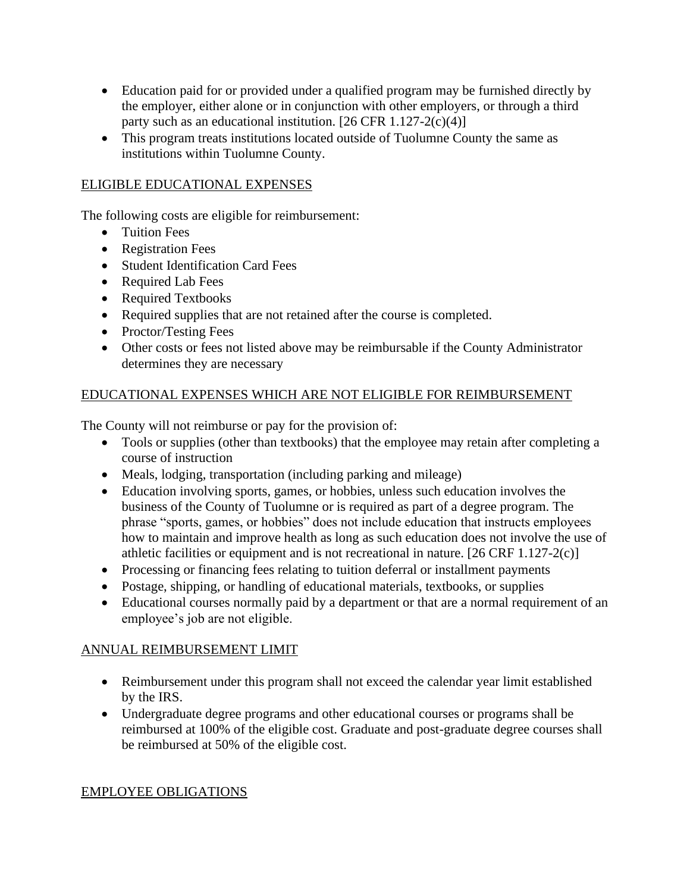- Education paid for or provided under a qualified program may be furnished directly by the employer, either alone or in conjunction with other employers, or through a third party such as an educational institution. [26 CFR 1.127-2(c)(4)]
- This program treats institutions located outside of Tuolumne County the same as institutions within Tuolumne County.

## ELIGIBLE EDUCATIONAL EXPENSES

The following costs are eligible for reimbursement:

- Tuition Fees
- Registration Fees
- Student Identification Card Fees
- Required Lab Fees
- Required Textbooks
- Required supplies that are not retained after the course is completed.
- Proctor/Testing Fees
- Other costs or fees not listed above may be reimbursable if the County Administrator determines they are necessary

## EDUCATIONAL EXPENSES WHICH ARE NOT ELIGIBLE FOR REIMBURSEMENT

The County will not reimburse or pay for the provision of:

- Tools or supplies (other than textbooks) that the employee may retain after completing a course of instruction
- Meals, lodging, transportation (including parking and mileage)
- Education involving sports, games, or hobbies, unless such education involves the business of the County of Tuolumne or is required as part of a degree program. The phrase "sports, games, or hobbies" does not include education that instructs employees how to maintain and improve health as long as such education does not involve the use of athletic facilities or equipment and is not recreational in nature. [26 CRF 1.127-2(c)]
- Processing or financing fees relating to tuition deferral or installment payments
- Postage, shipping, or handling of educational materials, textbooks, or supplies
- Educational courses normally paid by a department or that are a normal requirement of an employee's job are not eligible.

## ANNUAL REIMBURSEMENT LIMIT

- Reimbursement under this program shall not exceed the calendar year limit established by the IRS.
- Undergraduate degree programs and other educational courses or programs shall be reimbursed at 100% of the eligible cost. Graduate and post-graduate degree courses shall be reimbursed at 50% of the eligible cost.

## EMPLOYEE OBLIGATIONS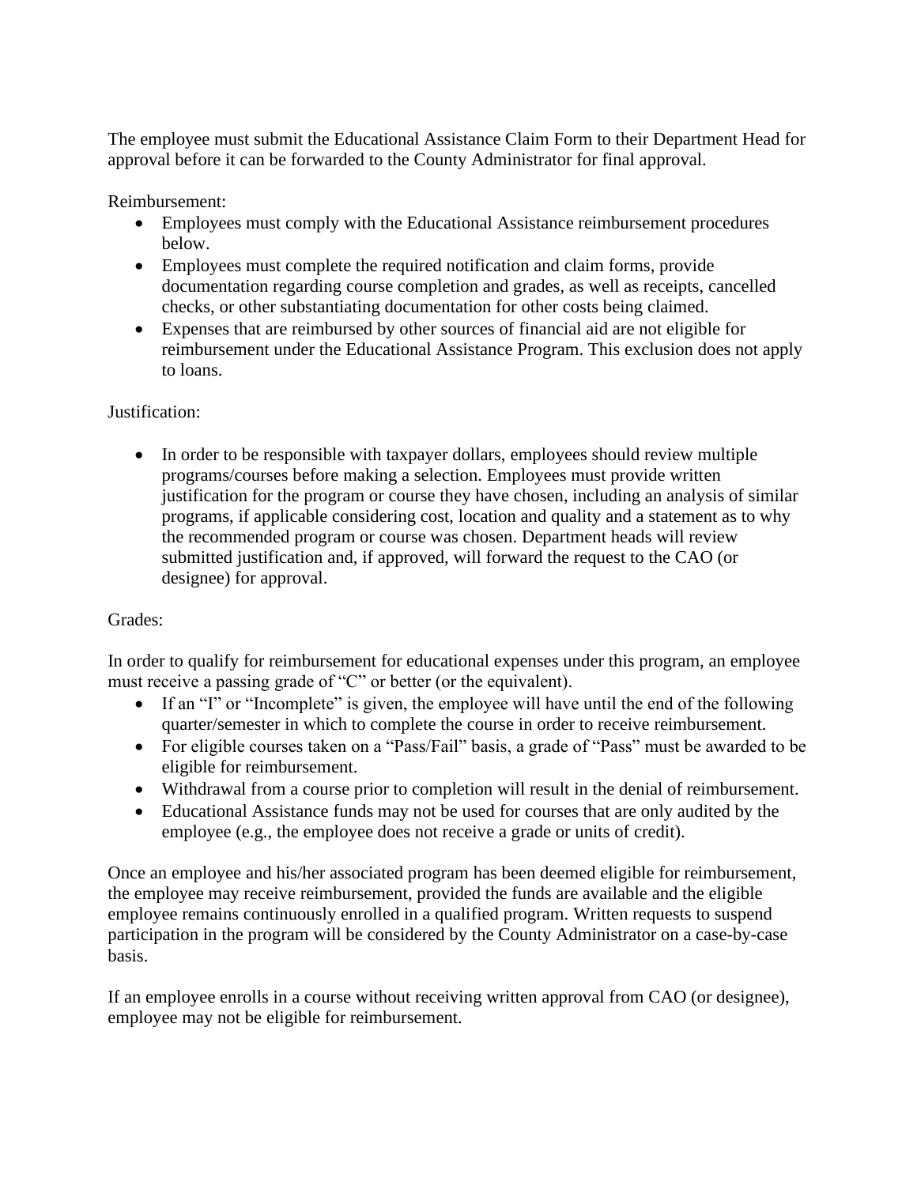The employee must submit the Educational Assistance Claim Form to their Department Head for approval before it can be forwarded to the County Administrator for final approval.

Reimbursement:

- Employees must comply with the Educational Assistance reimbursement procedures below.
- Employees must complete the required notification and claim forms, provide documentation regarding course completion and grades, as well as receipts, cancelled checks, or other substantiating documentation for other costs being claimed.
- Expenses that are reimbursed by other sources of financial aid are not eligible for reimbursement under the Educational Assistance Program. This exclusion does not apply to loans.

Justification:

- In order to be responsible with taxpayer dollars, employees should review multiple programs/courses before making a selection. Employees must provide written justification for the program or course they have chosen, including an analysis of similar programs, if applicable considering cost, location and quality and a statement as to why the recommended program or course was chosen. Department heads will review submitted justification and, if approved, will forward the request to the CAO (or designee) for approval.

Grades:

In order to qualify for reimbursement for educational expenses under this program, an employee must receive a passing grade of "C" or better (or the equivalent).

- If an "I" or "Incomplete" is given, the employee will have until the end of the following quarter/semester in which to complete the course in order to receive reimbursement.
- For eligible courses taken on a "Pass/Fail" basis, a grade of "Pass" must be awarded to be eligible for reimbursement.
- Withdrawal from a course prior to completion will result in the denial of reimbursement.
- Educational Assistance funds may not be used for courses that are only audited by the employee (e.g., the employee does not receive a grade or units of credit).

Once an employee and his/her associated program has been deemed eligible for reimbursement, the employee may receive reimbursement, provided the funds are available and the eligible employee remains continuously enrolled in a qualified program. Written requests to suspend participation in the program will be considered by the County Administrator on a case-by-case basis.

If an employee enrolls in a course without receiving written approval from CAO (or designee), employee may not be eligible for reimbursement.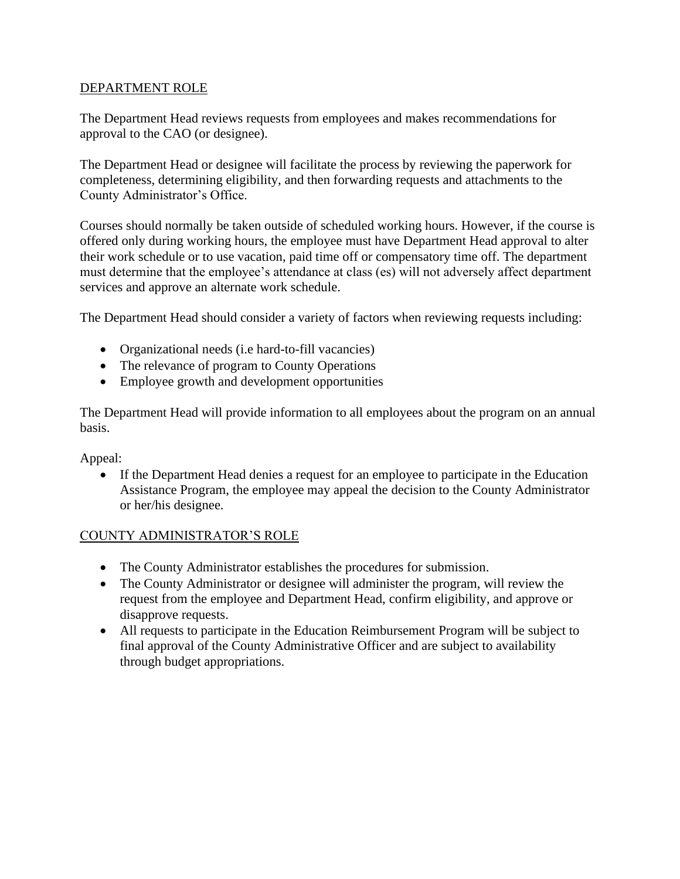## DEPARTMENT ROLE

The Department Head reviews requests from employees and makes recommendations for approval to the CAO (or designee).

The Department Head or designee will facilitate the process by reviewing the paperwork for completeness, determining eligibility, and then forwarding requests and attachments to the County Administrator's Office.

Courses should normally be taken outside of scheduled working hours. However, if the course is offered only during working hours, the employee must have Department Head approval to alter their work schedule or to use vacation, paid time off or compensatory time off. The department must determine that the employee's attendance at class (es) will not adversely affect department services and approve an alternate work schedule.

The Department Head should consider a variety of factors when reviewing requests including:

- Organizational needs (i.e hard-to-fill vacancies)
- The relevance of program to County Operations
- Employee growth and development opportunities

The Department Head will provide information to all employees about the program on an annual basis.

Appeal:

- If the Department Head denies a request for an employee to participate in the Education Assistance Program, the employee may appeal the decision to the County Administrator or her/his designee.

## COUNTY ADMINISTRATOR'S ROLE

- The County Administrator establishes the procedures for submission.
- The County Administrator or designee will administer the program, will review the request from the employee and Department Head, confirm eligibility, and approve or disapprove requests.
- All requests to participate in the Education Reimbursement Program will be subject to final approval of the County Administrative Officer and are subject to availability through budget appropriations.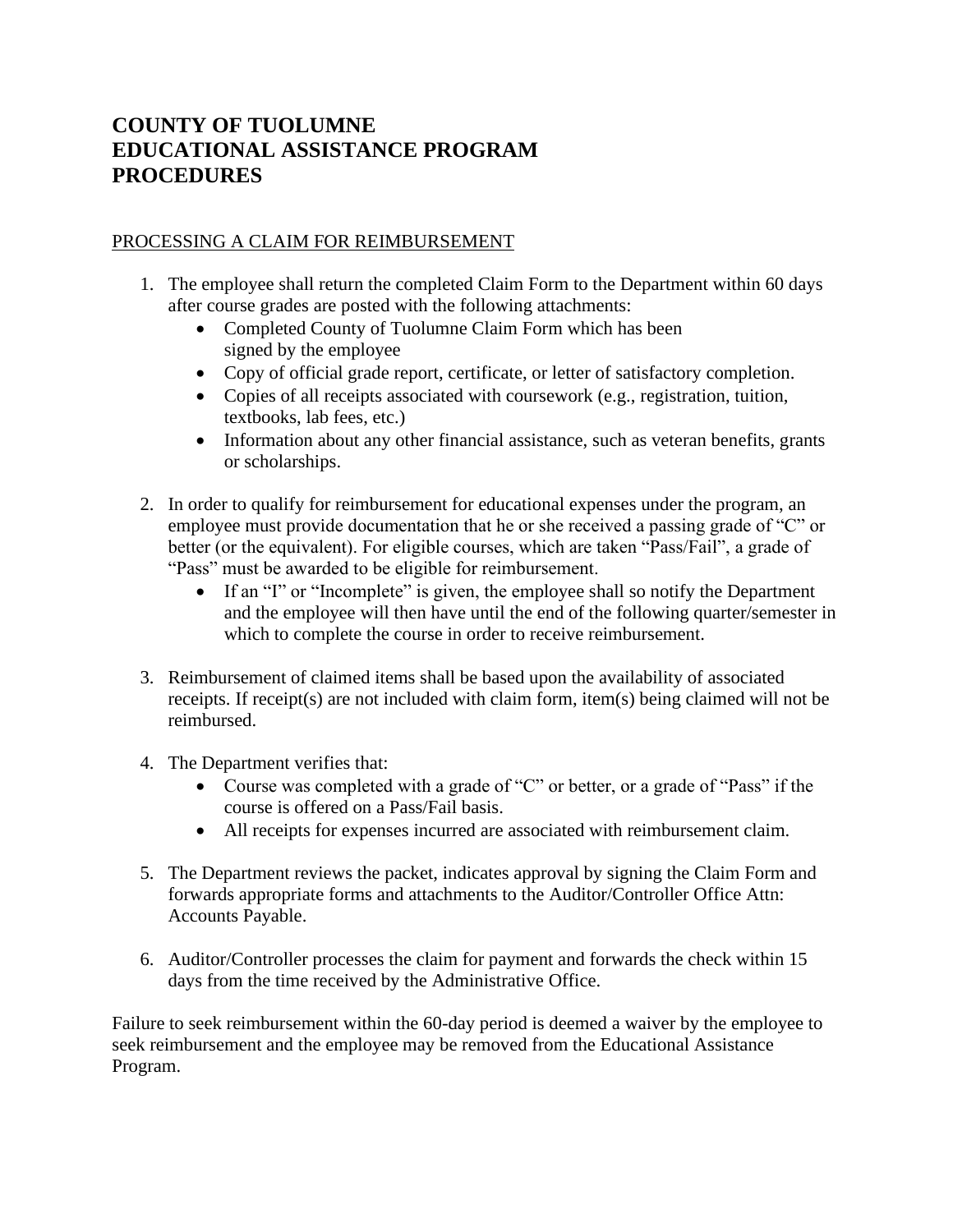# COUNTY OF TUOLUMNE
# EDUCATIONAL ASSISTANCE PROGRAM
# PROCEDURES

<u>PROCESSING A CLAIM FOR REIMBURSEMENT</u>

1. The employee shall return the completed Claim Form to the Department within 60 days after course grades are posted with the following attachments:
   - Completed County of Tuolumne Claim Form which has been signed by the employee
   - Copy of official grade report, certificate, or letter of satisfactory completion.
   - Copies of all receipts associated with coursework (e.g., registration, tuition, textbooks, lab fees, etc.)
   - Information about any other financial assistance, such as veteran benefits, grants or scholarships.

2. In order to qualify for reimbursement for educational expenses under the program, an employee must provide documentation that he or she received a passing grade of "C" or better (or the equivalent). For eligible courses, which are taken "Pass/Fail", a grade of "Pass" must be awarded to be eligible for reimbursement.
   - If an "I" or "Incomplete" is given, the employee shall so notify the Department and the employee will then have until the end of the following quarter/semester in which to complete the course in order to receive reimbursement.

3. Reimbursement of claimed items shall be based upon the availability of associated receipts. If receipt(s) are not included with claim form, item(s) being claimed will not be reimbursed.

4. The Department verifies that:
   - Course was completed with a grade of "C" or better, or a grade of "Pass" if the course is offered on a Pass/Fail basis.
   - All receipts for expenses incurred are associated with reimbursement claim.

5. The Department reviews the packet, indicates approval by signing the Claim Form and forwards appropriate forms and attachments to the Auditor/Controller Office Attn: Accounts Payable.

6. Auditor/Controller processes the claim for payment and forwards the check within 15 days from the time received by the Administrative Office.

Failure to seek reimbursement within the 60-day period is deemed a waiver by the employee to seek reimbursement and the employee may be removed from the Educational Assistance Program.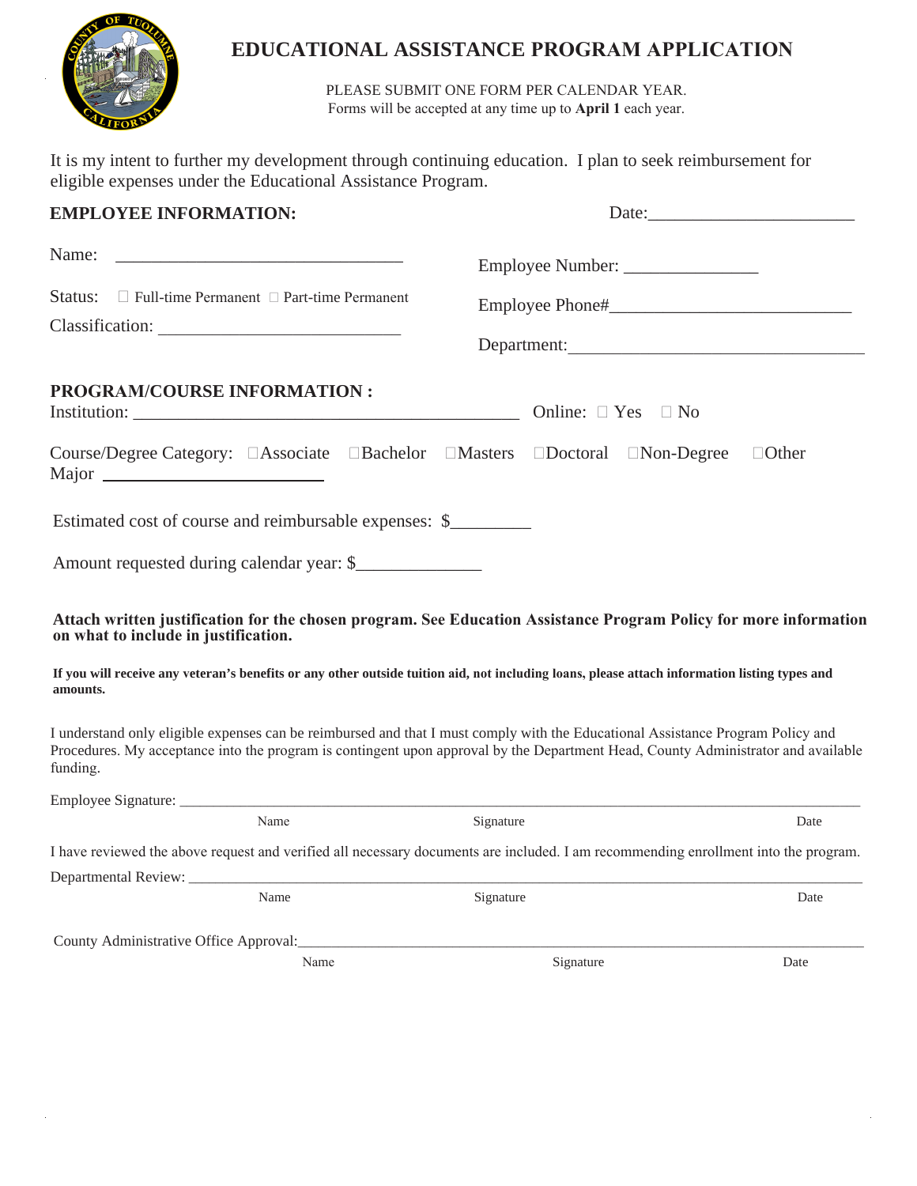# EDUCATIONAL ASSISTANCE PROGRAM APPLICATION

PLEASE SUBMIT ONE FORM PER CALENDAR YEAR.
Forms will be accepted at any time up to **April 1** each year.

It is my intent to further my development through continuing education. I plan to seek reimbursement for eligible expenses under the Educational Assistance Program.

**EMPLOYEE INFORMATION:** Date:_______________________

Name: ________________________________

Employee Number: ______________

Status: ☐ Full-time Permanent ☐ Part-time Permanent

Employee Phone#___________________________

Classification: ___________________________

Department:_________________________________

**PROGRAM/COURSE INFORMATION :**

Institution: ___________________________________________ Online: ☐ Yes ☐ No

Course/Degree Category: ☐Associate ☐Bachelor ☐Masters ☐Doctoral ☐Non-Degree ☐Other

Major _________________________

Estimated cost of course and reimbursable expenses: $_________

Amount requested during calendar year: $______________

**Attach written justification for the chosen program. See Education Assistance Program Policy for more information on what to include in justification.**

**If you will receive any veteran's benefits or any other outside tuition aid, not including loans, please attach information listing types and amounts.**

I understand only eligible expenses can be reimbursed and that I must comply with the Educational Assistance Program Policy and Procedures. My acceptance into the program is contingent upon approval by the Department Head, County Administrator and available funding.

Employee Signature: ________________________________________________________________________________

Name Signature Date

I have reviewed the above request and verified all necessary documents are included. I am recommending enrollment into the program.

Departmental Review: _______________________________________________________________________________

Name Signature Date

County Administrative Office Approval:________________________________________________________________

Name Signature Date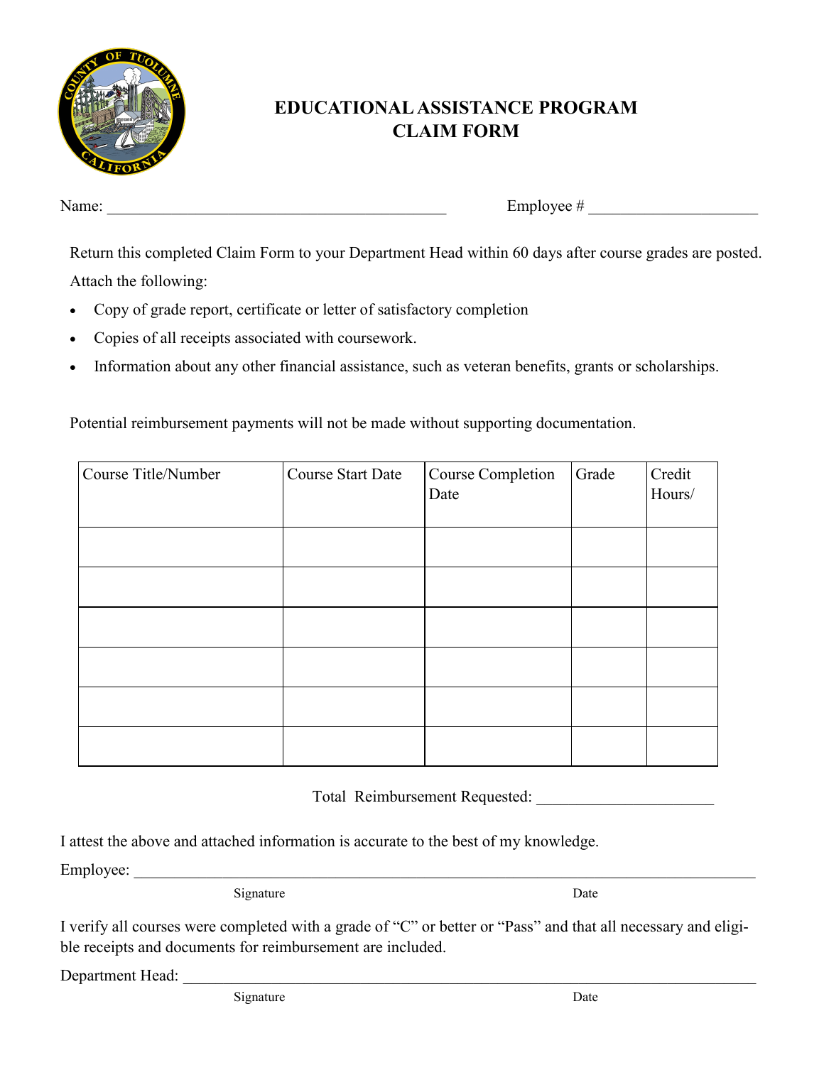# EDUCATIONAL ASSISTANCE PROGRAM
# CLAIM FORM

Name: ________________________________________ Employee # ____________________

Return this completed Claim Form to your Department Head within 60 days after course grades are posted.

Attach the following:

- Copy of grade report, certificate or letter of satisfactory completion
- Copies of all receipts associated with coursework.
- Information about any other financial assistance, such as veteran benefits, grants or scholarships.

Potential reimbursement payments will not be made without supporting documentation.

| Course Title/Number | Course Start Date | Course Completion Date | Grade | Credit Hours/ |
|---|---|---|---|---|
| | | | | |
| | | | | |
| | | | | |
| | | | | |
| | | | | |
| | | | | |

Total Reimbursement Requested: ____________________

I attest the above and attached information is accurate to the best of my knowledge.

Employee: ______________________________________________________________________

Signature Date

I verify all courses were completed with a grade of "C" or better or "Pass" and that all necessary and eligible receipts and documents for reimbursement are included.

Department Head: ________________________________________________________________

Signature Date